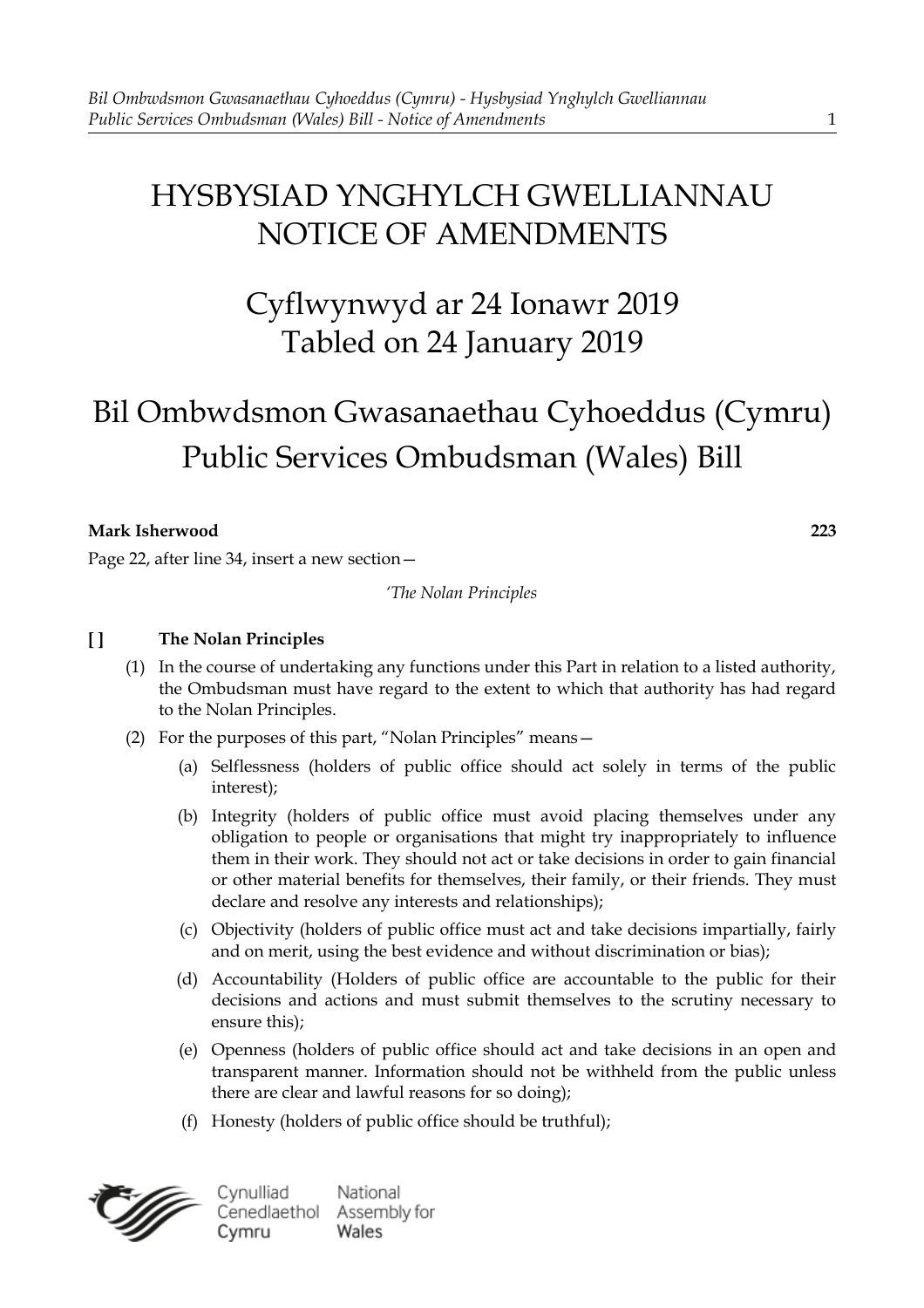# HYSBYSIAD YNGHYLCH GWELLIANNAU
# NOTICE OF AMENDMENTS

## Cyflwynwyd ar 24 Ionawr 2019
## Tabled on 24 January 2019

## Bil Ombwdsmon Gwasanaethau Cyhoeddus (Cymru)
## Public Services Ombudsman (Wales) Bill

**Mark Isherwood** **223**

Page 22, after line 34, insert a new section—

*'The Nolan Principles*

**[ ] The Nolan Principles**

(1) In the course of undertaking any functions under this Part in relation to a listed authority, the Ombudsman must have regard to the extent to which that authority has had regard to the Nolan Principles.

(2) For the purposes of this part, "Nolan Principles" means—

(a) Selflessness (holders of public office should act solely in terms of the public interest);

(b) Integrity (holders of public office must avoid placing themselves under any obligation to people or organisations that might try inappropriately to influence them in their work. They should not act or take decisions in order to gain financial or other material benefits for themselves, their family, or their friends. They must declare and resolve any interests and relationships);

(c) Objectivity (holders of public office must act and take decisions impartially, fairly and on merit, using the best evidence and without discrimination or bias);

(d) Accountability (Holders of public office are accountable to the public for their decisions and actions and must submit themselves to the scrutiny necessary to ensure this);

(e) Openness (holders of public office should act and take decisions in an open and transparent manner. Information should not be withheld from the public unless there are clear and lawful reasons for so doing);

(f) Honesty (holders of public office should be truthful);

Cynulliad Cenedlaethol Cymru
National Assembly for Wales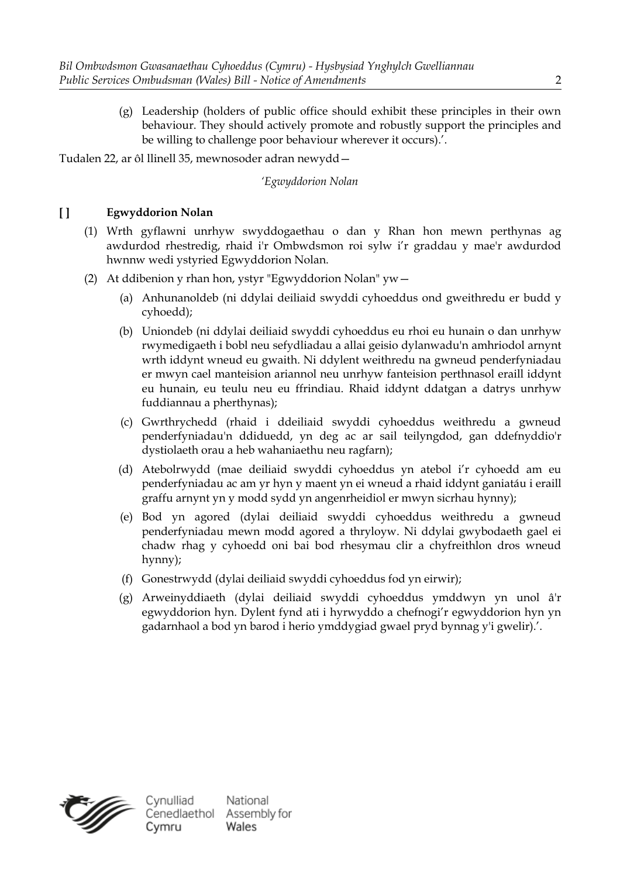(g) Leadership (holders of public office should exhibit these principles in their own behaviour. They should actively promote and robustly support the principles and be willing to challenge poor behaviour wherever it occurs).'.

Tudalen 22, ar ôl llinell 35, mewnosoder adran newydd—

*'Egwyddorion Nolan*

**[ ] Egwyddorion Nolan**

(1) Wrth gyflawni unrhyw swyddogaethau o dan y Rhan hon mewn perthynas ag awdurdod rhestredig, rhaid i'r Ombwdsmon roi sylw i'r graddau y mae'r awdurdod hwnnw wedi ystyried Egwyddorion Nolan.

(2) At ddibenion y rhan hon, ystyr "Egwyddorion Nolan" yw—

(a) Anhunanoldeb (ni ddylai deiliaid swyddi cyhoeddus ond gweithredu er budd y cyhoedd);

(b) Uniondeb (ni ddylai deiliaid swyddi cyhoeddus eu rhoi eu hunain o dan unrhyw rwymedigaeth i bobl neu sefydliadau a allai geisio dylanwadu'n amhriodol arnynt wrth iddynt wneud eu gwaith. Ni ddylent weithredu na gwneud penderfyniadau er mwyn cael manteision ariannol neu unrhyw fanteision perthnasol eraill iddynt eu hunain, eu teulu neu eu ffrindiau. Rhaid iddynt ddatgan a datrys unrhyw fuddiannau a pherthynas);

(c) Gwrthrychedd (rhaid i ddeiliaid swyddi cyhoeddus weithredu a gwneud penderfyniadau'n ddiduedd, yn deg ac ar sail teilyngdod, gan ddefnyddio'r dystiolaeth orau a heb wahaniaethu neu ragfarn);

(d) Atebolrwydd (mae deiliaid swyddi cyhoeddus yn atebol i'r cyhoedd am eu penderfyniadau ac am yr hyn y maent yn ei wneud a rhaid iddynt ganiatáu i eraill graffu arnynt yn y modd sydd yn angenrheidiol er mwyn sicrhau hynny);

(e) Bod yn agored (dylai deiliaid swyddi cyhoeddus weithredu a gwneud penderfyniadau mewn modd agored a thryloyw. Ni ddylai gwybodaeth gael ei chadw rhag y cyhoedd oni bai bod rhesymau clir a chyfreithlon dros wneud hynny);

(f) Gonestrwydd (dylai deiliaid swyddi cyhoeddus fod yn eirwir);

(g) Arweinyddiaeth (dylai deiliaid swyddi cyhoeddus ymddwyn yn unol â'r egwyddorion hyn. Dylent fynd ati i hyrwyddo a chefnogi'r egwyddorion hyn yn gadarnhaol a bod yn barod i herio ymddygiad gwael pryd bynnag y'i gwelir).'.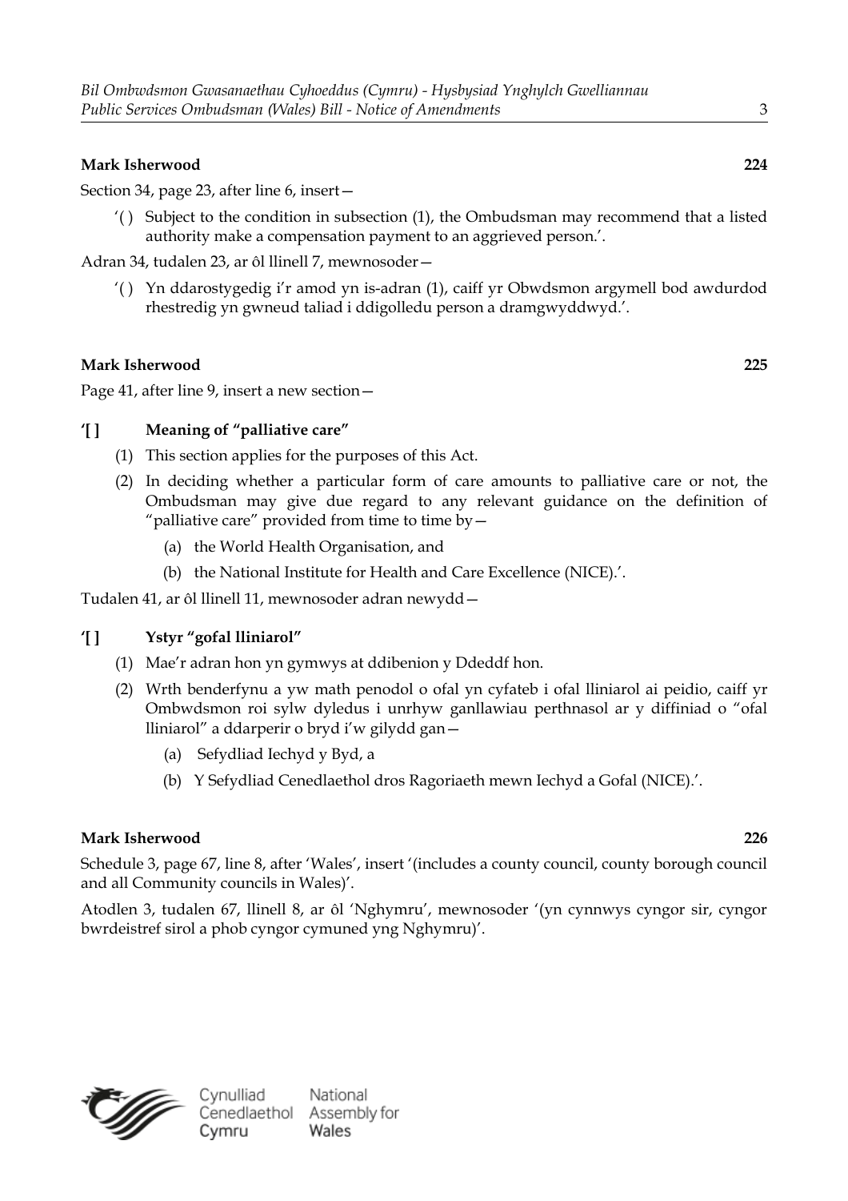**Mark Isherwood** **224**

Section 34, page 23, after line 6, insert—

> '( ) Subject to the condition in subsection (1), the Ombudsman may recommend that a listed authority make a compensation payment to an aggrieved person.'.

Adran 34, tudalen 23, ar ôl llinell 7, mewnosoder—

> '( ) Yn ddarostygedig i'r amod yn is-adran (1), caiff yr Obwdsmon argymell bod awdurdod rhestredig yn gwneud taliad i ddigolledu person a dramgwyddwyd.'.

**Mark Isherwood** **225**

Page 41, after line 9, insert a new section—

**'[ ] Meaning of "palliative care"**

(1) This section applies for the purposes of this Act.

(2) In deciding whether a particular form of care amounts to palliative care or not, the Ombudsman may give due regard to any relevant guidance on the definition of "palliative care" provided from time to time by—

- (a) the World Health Organisation, and
- (b) the National Institute for Health and Care Excellence (NICE).'.

Tudalen 41, ar ôl llinell 11, mewnosoder adran newydd—

**'[ ] Ystyr "gofal lliniarol"**

(1) Mae'r adran hon yn gymwys at ddibenion y Ddeddf hon.

(2) Wrth benderfynu a yw math penodol o ofal yn cyfateb i ofal lliniarol ai peidio, caiff yr Ombwdsmon roi sylw dyledus i unrhyw ganllawiau perthnasol ar y diffiniad o "ofal lliniarol" a ddarperir o bryd i'w gilydd gan—

- (a) Sefydliad Iechyd y Byd, a
- (b) Y Sefydliad Cenedlaethol dros Ragoriaeth mewn Iechyd a Gofal (NICE).'.

**Mark Isherwood** **226**

Schedule 3, page 67, line 8, after 'Wales', insert '(includes a county council, county borough council and all Community councils in Wales)'.

Atodlen 3, tudalen 67, llinell 8, ar ôl 'Nghymru', mewnosoder '(yn cynnwys cyngor sir, cyngor bwrdeistref sirol a phob cyngor cymuned yng Nghymru)'.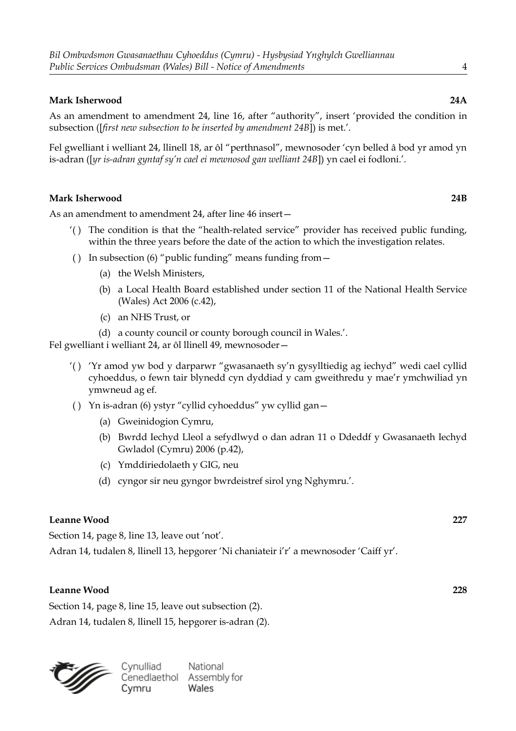**Mark Isherwood** **24A**

As an amendment to amendment 24, line 16, after "authority", insert 'provided the condition in subsection ([*first new subsection to be inserted by amendment 24B*]) is met.'.

Fel gwelliant i welliant 24, llinell 18, ar ôl "perthnasol", mewnosoder 'cyn belled â bod yr amod yn is-adran ([*yr is-adran gyntaf sy'n cael ei mewnosod gan welliant 24B*]) yn cael ei fodloni.'.

**Mark Isherwood** **24B**

As an amendment to amendment 24, after line 46 insert—

'( ) The condition is that the "health-related service" provider has received public funding, within the three years before the date of the action to which the investigation relates.

( ) In subsection (6) "public funding" means funding from—

(a) the Welsh Ministers,

(b) a Local Health Board established under section 11 of the National Health Service (Wales) Act 2006 (c.42),

(c) an NHS Trust, or

(d) a county council or county borough council in Wales.'.

Fel gwelliant i welliant 24, ar ôl llinell 49, mewnosoder—

'( ) 'Yr amod yw bod y darparwr "gwasanaeth sy'n gysylltiedig ag iechyd" wedi cael cyllid cyhoeddus, o fewn tair blynedd cyn dyddiad y cam gweithredu y mae'r ymchwiliad yn ymwneud ag ef.

( ) Yn is-adran (6) ystyr "cyllid cyhoeddus" yw cyllid gan—

(a) Gweinidogion Cymru,

(b) Bwrdd Iechyd Lleol a sefydlwyd o dan adran 11 o Ddeddf y Gwasanaeth Iechyd Gwladol (Cymru) 2006 (p.42),

(c) Ymddiriedolaeth y GIG, neu

(d) cyngor sir neu gyngor bwrdeistref sirol yng Nghymru.'.

**Leanne Wood** **227**

Section 14, page 8, line 13, leave out 'not'.

Adran 14, tudalen 8, llinell 13, hepgorer 'Ni chaniateir i'r' a mewnosoder 'Caiff yr'.

**Leanne Wood** **228**

Section 14, page 8, line 15, leave out subsection (2).

Adran 14, tudalen 8, llinell 15, hepgorer is-adran (2).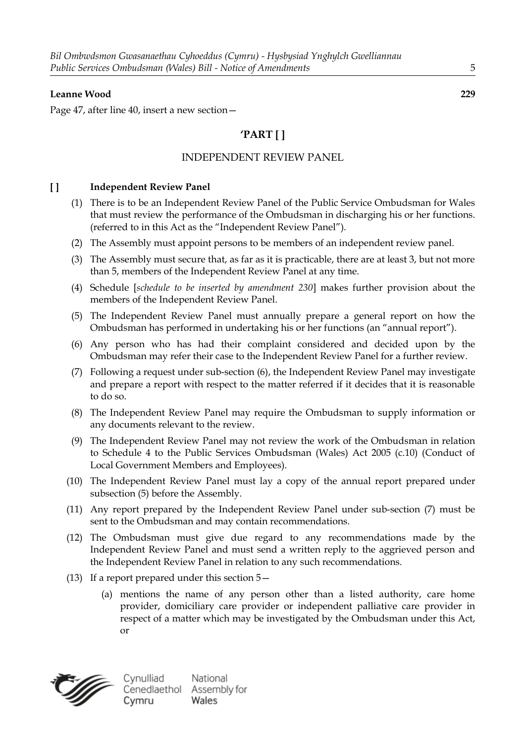**Leanne Wood** **229**

Page 47, after line 40, insert a new section—

## 'PART [ ]

### INDEPENDENT REVIEW PANEL

**[ ] Independent Review Panel**

(1) There is to be an Independent Review Panel of the Public Service Ombudsman for Wales that must review the performance of the Ombudsman in discharging his or her functions. (referred to in this Act as the "Independent Review Panel").

(2) The Assembly must appoint persons to be members of an independent review panel.

(3) The Assembly must secure that, as far as it is practicable, there are at least 3, but not more than 5, members of the Independent Review Panel at any time.

(4) Schedule [*schedule to be inserted by amendment 230*] makes further provision about the members of the Independent Review Panel.

(5) The Independent Review Panel must annually prepare a general report on how the Ombudsman has performed in undertaking his or her functions (an "annual report").

(6) Any person who has had their complaint considered and decided upon by the Ombudsman may refer their case to the Independent Review Panel for a further review.

(7) Following a request under sub-section (6), the Independent Review Panel may investigate and prepare a report with respect to the matter referred if it decides that it is reasonable to do so.

(8) The Independent Review Panel may require the Ombudsman to supply information or any documents relevant to the review.

(9) The Independent Review Panel may not review the work of the Ombudsman in relation to Schedule 4 to the Public Services Ombudsman (Wales) Act 2005 (c.10) (Conduct of Local Government Members and Employees).

(10) The Independent Review Panel must lay a copy of the annual report prepared under subsection (5) before the Assembly.

(11) Any report prepared by the Independent Review Panel under sub-section (7) must be sent to the Ombudsman and may contain recommendations.

(12) The Ombudsman must give due regard to any recommendations made by the Independent Review Panel and must send a written reply to the aggrieved person and the Independent Review Panel in relation to any such recommendations.

(13) If a report prepared under this section 5—

(a) mentions the name of any person other than a listed authority, care home provider, domiciliary care provider or independent palliative care provider in respect of a matter which may be investigated by the Ombudsman under this Act, or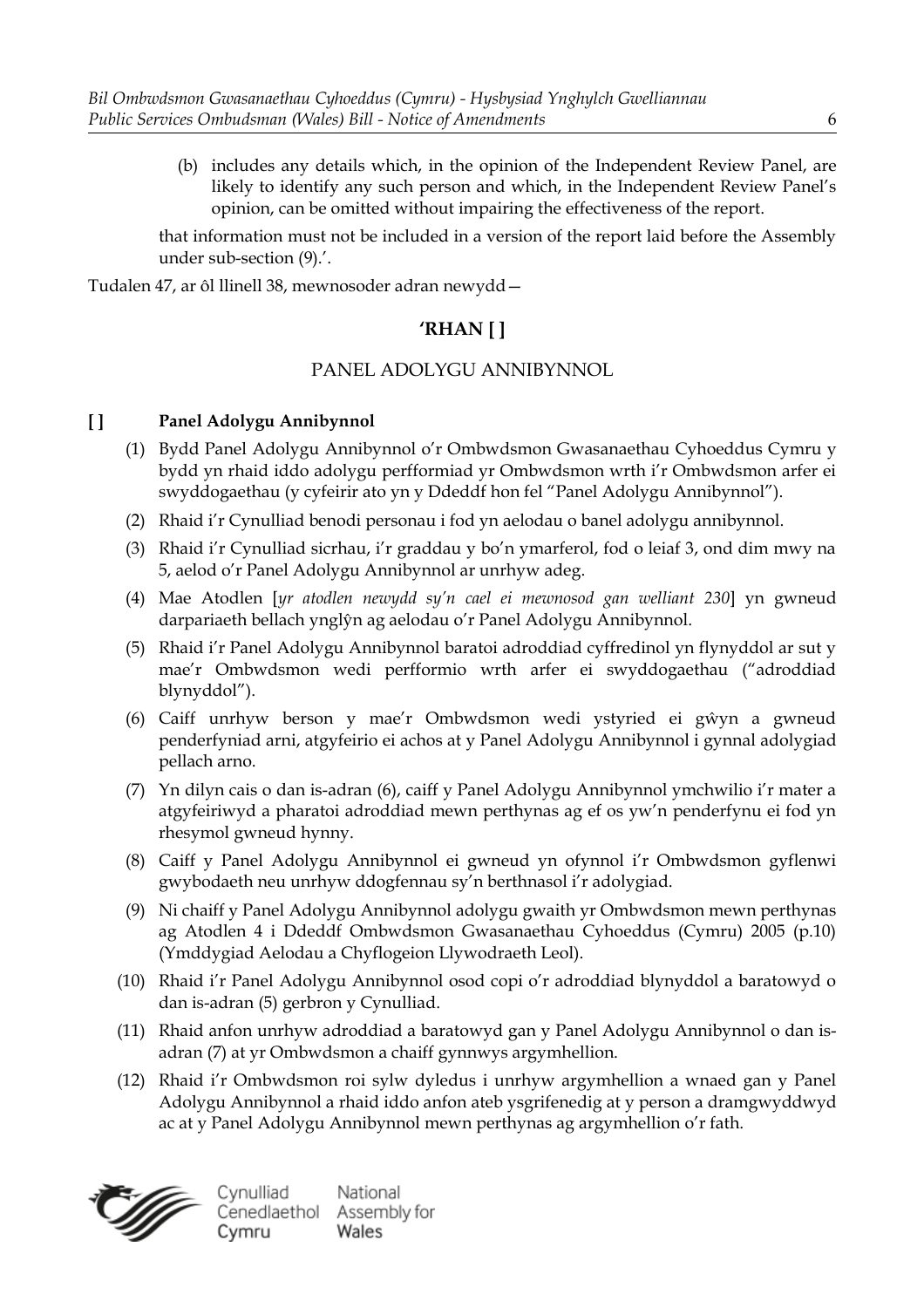(b) includes any details which, in the opinion of the Independent Review Panel, are likely to identify any such person and which, in the Independent Review Panel's opinion, can be omitted without impairing the effectiveness of the report.

that information must not be included in a version of the report laid before the Assembly under sub-section (9).'.

Tudalen 47, ar ôl llinell 38, mewnosoder adran newydd—

**'RHAN [ ]**

PANEL ADOLYGU ANNIBYNNOL

**[ ] Panel Adolygu Annibynnol**

(1) Bydd Panel Adolygu Annibynnol o'r Ombwdsmon Gwasanaethau Cyhoeddus Cymru y bydd yn rhaid iddo adolygu perfformiad yr Ombwdsmon wrth i'r Ombwdsmon arfer ei swyddogaethau (y cyfeirir ato yn y Ddeddf hon fel "Panel Adolygu Annibynnol").

(2) Rhaid i'r Cynulliad benodi personau i fod yn aelodau o banel adolygu annibynnol.

(3) Rhaid i'r Cynulliad sicrhau, i'r graddau y bo'n ymarferol, fod o leiaf 3, ond dim mwy na 5, aelod o'r Panel Adolygu Annibynnol ar unrhyw adeg.

(4) Mae Atodlen [*yr atodlen newydd sy'n cael ei mewnosod gan welliant 230*] yn gwneud darpariaeth bellach ynglŷn ag aelodau o'r Panel Adolygu Annibynnol.

(5) Rhaid i'r Panel Adolygu Annibynnol baratoi adroddiad cyffredinol yn flynyddol ar sut y mae'r Ombwdsmon wedi perfformio wrth arfer ei swyddogaethau ("adroddiad blynyddol").

(6) Caiff unrhyw berson y mae'r Ombwdsmon wedi ystyried ei gŵyn a gwneud penderfyniad arni, atgyfeirio ei achos at y Panel Adolygu Annibynnol i gynnal adolygiad pellach arno.

(7) Yn dilyn cais o dan is-adran (6), caiff y Panel Adolygu Annibynnol ymchwilio i'r mater a atgyfeiriwyd a pharatoi adroddiad mewn perthynas ag ef os yw'n penderfynu ei fod yn rhesymol gwneud hynny.

(8) Caiff y Panel Adolygu Annibynnol ei gwneud yn ofynnol i'r Ombwdsmon gyflenwi gwybodaeth neu unrhyw ddogfennau sy'n berthnasol i'r adolygiad.

(9) Ni chaiff y Panel Adolygu Annibynnol adolygu gwaith yr Ombwdsmon mewn perthynas ag Atodlen 4 i Ddeddf Ombwdsmon Gwasanaethau Cyhoeddus (Cymru) 2005 (p.10) (Ymddygiad Aelodau a Chyflogeion Llywodraeth Leol).

(10) Rhaid i'r Panel Adolygu Annibynnol osod copi o'r adroddiad blynyddol a baratowyd o dan is-adran (5) gerbron y Cynulliad.

(11) Rhaid anfon unrhyw adroddiad a baratowyd gan y Panel Adolygu Annibynnol o dan is-adran (7) at yr Ombwdsmon a chaiff gynnwys argymhellion.

(12) Rhaid i'r Ombwdsmon roi sylw dyledus i unrhyw argymhellion a wnaed gan y Panel Adolygu Annibynnol a rhaid iddo anfon ateb ysgrifenedig at y person a dramgwyddwyd ac at y Panel Adolygu Annibynnol mewn perthynas ag argymhellion o'r fath.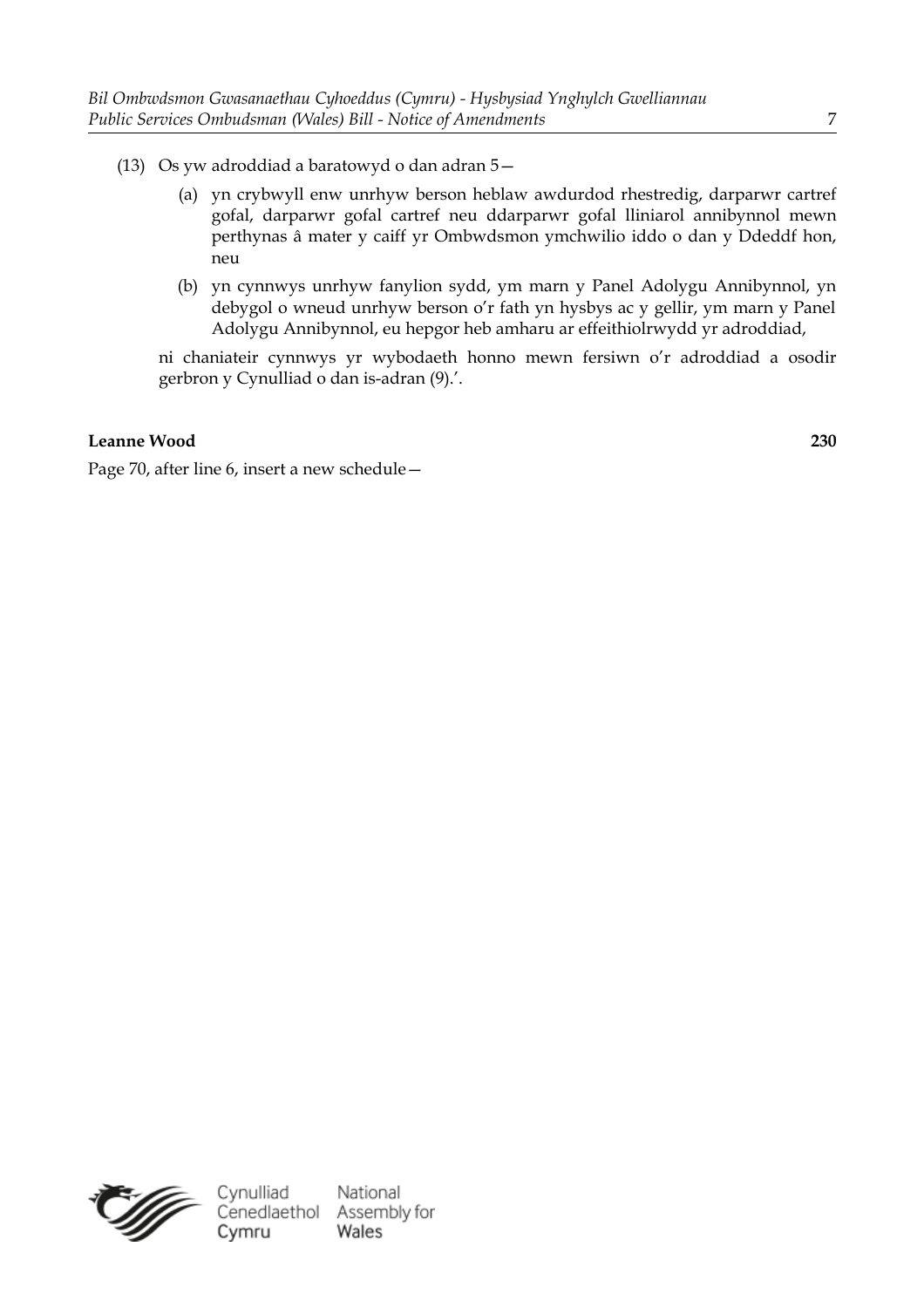(13) Os yw adroddiad a baratowyd o dan adran 5—

(a) yn crybwyll enw unrhyw berson heblaw awdurdod rhestredig, darparwr cartref gofal, darparwr gofal cartref neu ddarparwr gofal lliniarol annibynnol mewn perthynas â mater y caiff yr Ombwdsmon ymchwilio iddo o dan y Ddeddf hon, neu

(b) yn cynnwys unrhyw fanylion sydd, ym marn y Panel Adolygu Annibynnol, yn debygol o wneud unrhyw berson o'r fath yn hysbys ac y gellir, ym marn y Panel Adolygu Annibynnol, eu hepgor heb amharu ar effeithiolrwydd yr adroddiad,

ni chaniateir cynnwys yr wybodaeth honno mewn fersiwn o'r adroddiad a osodir gerbron y Cynulliad o dan is-adran (9).'.

**Leanne Wood** **230**

Page 70, after line 6, insert a new schedule—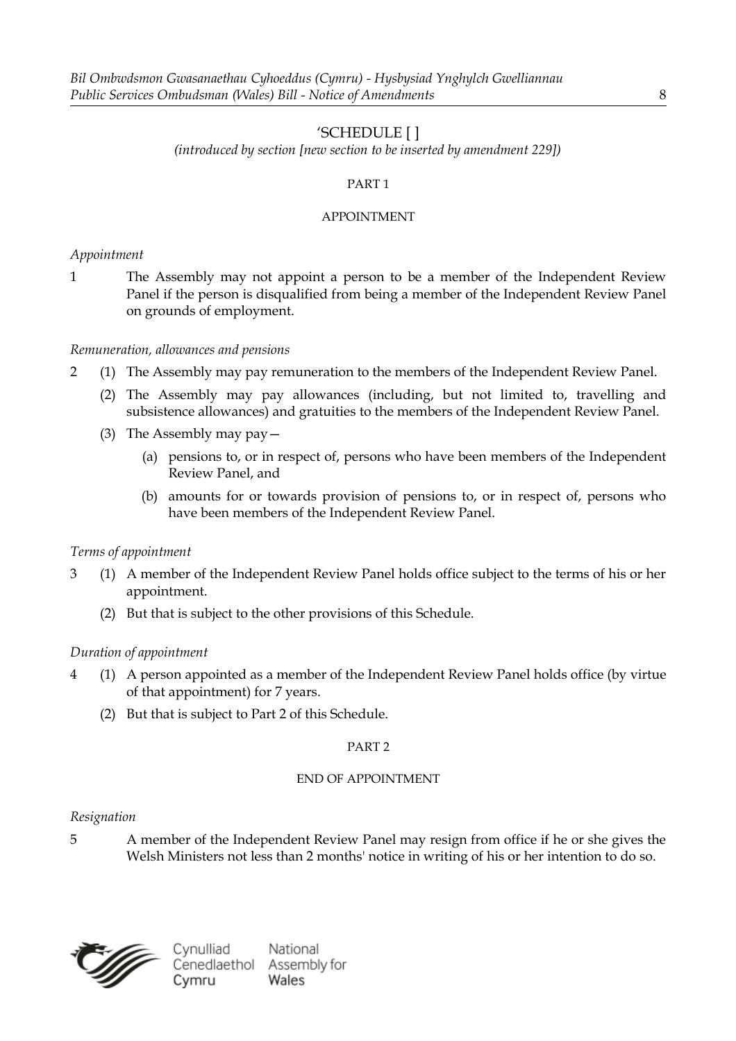'SCHEDULE [ ]

*(introduced by section [new section to be inserted by amendment 229])*

PART 1

APPOINTMENT

*Appointment*

1 The Assembly may not appoint a person to be a member of the Independent Review Panel if the person is disqualified from being a member of the Independent Review Panel on grounds of employment.

*Remuneration, allowances and pensions*

2 (1) The Assembly may pay remuneration to the members of the Independent Review Panel.

(2) The Assembly may pay allowances (including, but not limited to, travelling and subsistence allowances) and gratuities to the members of the Independent Review Panel.

(3) The Assembly may pay—

(a) pensions to, or in respect of, persons who have been members of the Independent Review Panel, and

(b) amounts for or towards provision of pensions to, or in respect of, persons who have been members of the Independent Review Panel.

*Terms of appointment*

3 (1) A member of the Independent Review Panel holds office subject to the terms of his or her appointment.

(2) But that is subject to the other provisions of this Schedule.

*Duration of appointment*

4 (1) A person appointed as a member of the Independent Review Panel holds office (by virtue of that appointment) for 7 years.

(2) But that is subject to Part 2 of this Schedule.

PART 2

END OF APPOINTMENT

*Resignation*

5 A member of the Independent Review Panel may resign from office if he or she gives the Welsh Ministers not less than 2 months' notice in writing of his or her intention to do so.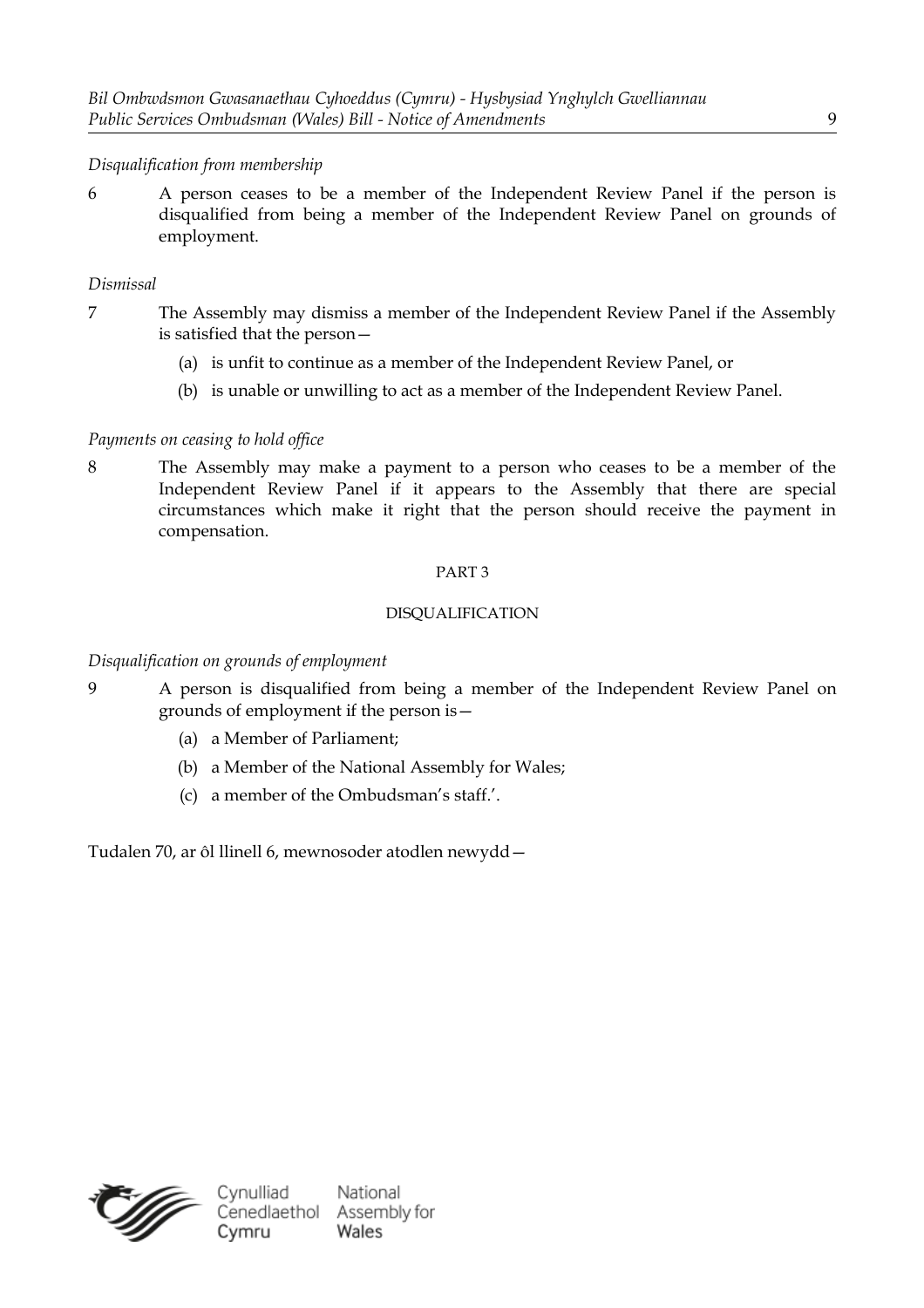*Disqualification from membership*

6 A person ceases to be a member of the Independent Review Panel if the person is disqualified from being a member of the Independent Review Panel on grounds of employment.

*Dismissal*

7 The Assembly may dismiss a member of the Independent Review Panel if the Assembly is satisfied that the person—

(a) is unfit to continue as a member of the Independent Review Panel, or

(b) is unable or unwilling to act as a member of the Independent Review Panel.

*Payments on ceasing to hold office*

8 The Assembly may make a payment to a person who ceases to be a member of the Independent Review Panel if it appears to the Assembly that there are special circumstances which make it right that the person should receive the payment in compensation.

PART 3

DISQUALIFICATION

*Disqualification on grounds of employment*

9 A person is disqualified from being a member of the Independent Review Panel on grounds of employment if the person is—

(a) a Member of Parliament;

(b) a Member of the National Assembly for Wales;

(c) a member of the Ombudsman's staff.'.

Tudalen 70, ar ôl llinell 6, mewnosoder atodlen newydd—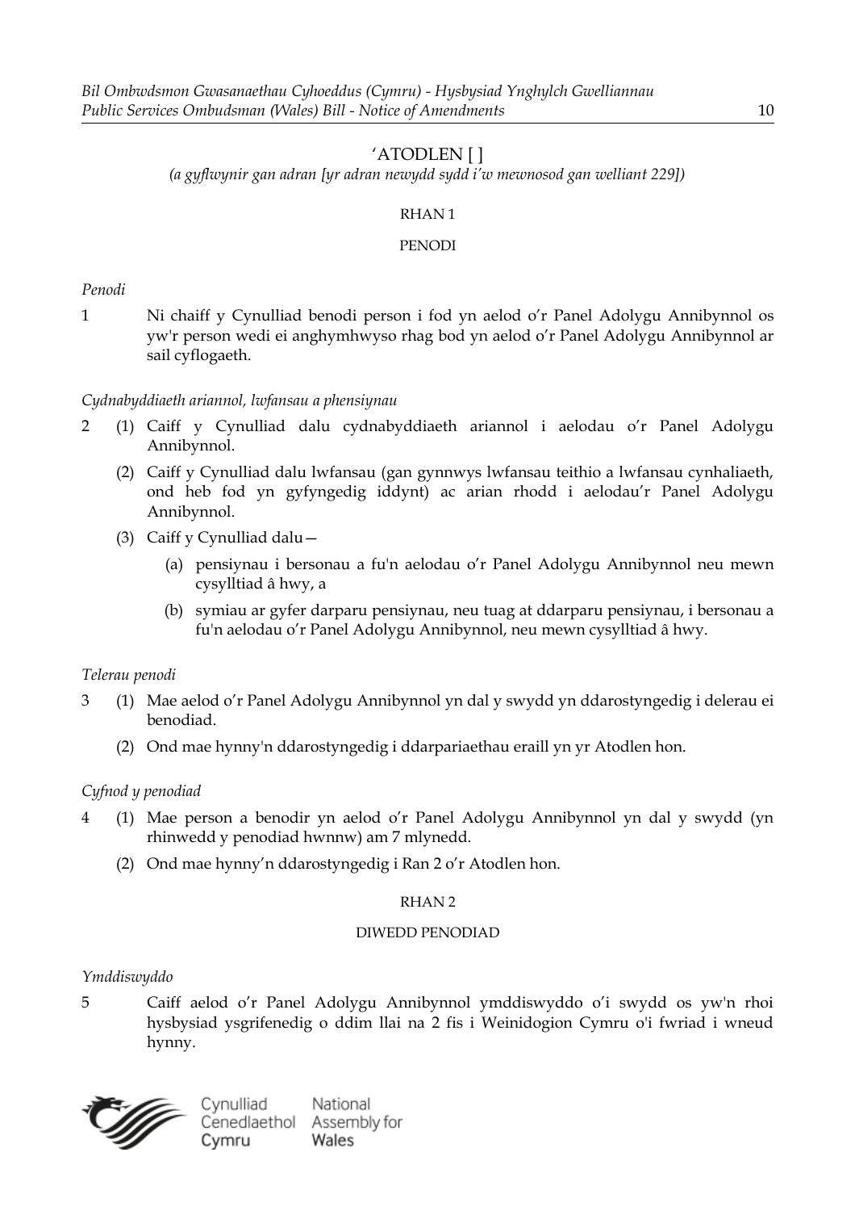‘ATODLEN [ ]

*(a gyflwynir gan adran [yr adran newydd sydd i’w mewnosod gan welliant 229])*

RHAN 1

PENODI

*Penodi*

1 Ni chaiff y Cynulliad benodi person i fod yn aelod o’r Panel Adolygu Annibynnol os yw'r person wedi ei anghymhwyso rhag bod yn aelod o’r Panel Adolygu Annibynnol ar sail cyflogaeth.

*Cydnabyddiaeth ariannol, lwfansau a phensiynau*

2 (1) Caiff y Cynulliad dalu cydnabyddiaeth ariannol i aelodau o’r Panel Adolygu Annibynnol.

(2) Caiff y Cynulliad dalu lwfansau (gan gynnwys lwfansau teithio a lwfansau cynhaliaeth, ond heb fod yn gyfyngedig iddynt) ac arian rhodd i aelodau’r Panel Adolygu Annibynnol.

(3) Caiff y Cynulliad dalu—

(a) pensiynau i bersonau a fu'n aelodau o’r Panel Adolygu Annibynnol neu mewn cysylltiad â hwy, a

(b) symiau ar gyfer darparu pensiynau, neu tuag at ddarparu pensiynau, i bersonau a fu'n aelodau o’r Panel Adolygu Annibynnol, neu mewn cysylltiad â hwy.

*Telerau penodi*

3 (1) Mae aelod o’r Panel Adolygu Annibynnol yn dal y swydd yn ddarostyngedig i delerau ei benodiad.

(2) Ond mae hynny'n ddarostyngedig i ddarpariaethau eraill yn yr Atodlen hon.

*Cyfnod y penodiad*

4 (1) Mae person a benodir yn aelod o’r Panel Adolygu Annibynnol yn dal y swydd (yn rhinwedd y penodiad hwnnw) am 7 mlynedd.

(2) Ond mae hynny’n ddarostyngedig i Ran 2 o’r Atodlen hon.

RHAN 2

DIWEDD PENODIAD

*Ymddiswyddo*

5 Caiff aelod o’r Panel Adolygu Annibynnol ymddiswyddo o’i swydd os yw'n rhoi hysbysiad ysgrifenedig o ddim llai na 2 fis i Weinidogion Cymru o'i fwriad i wneud hynny.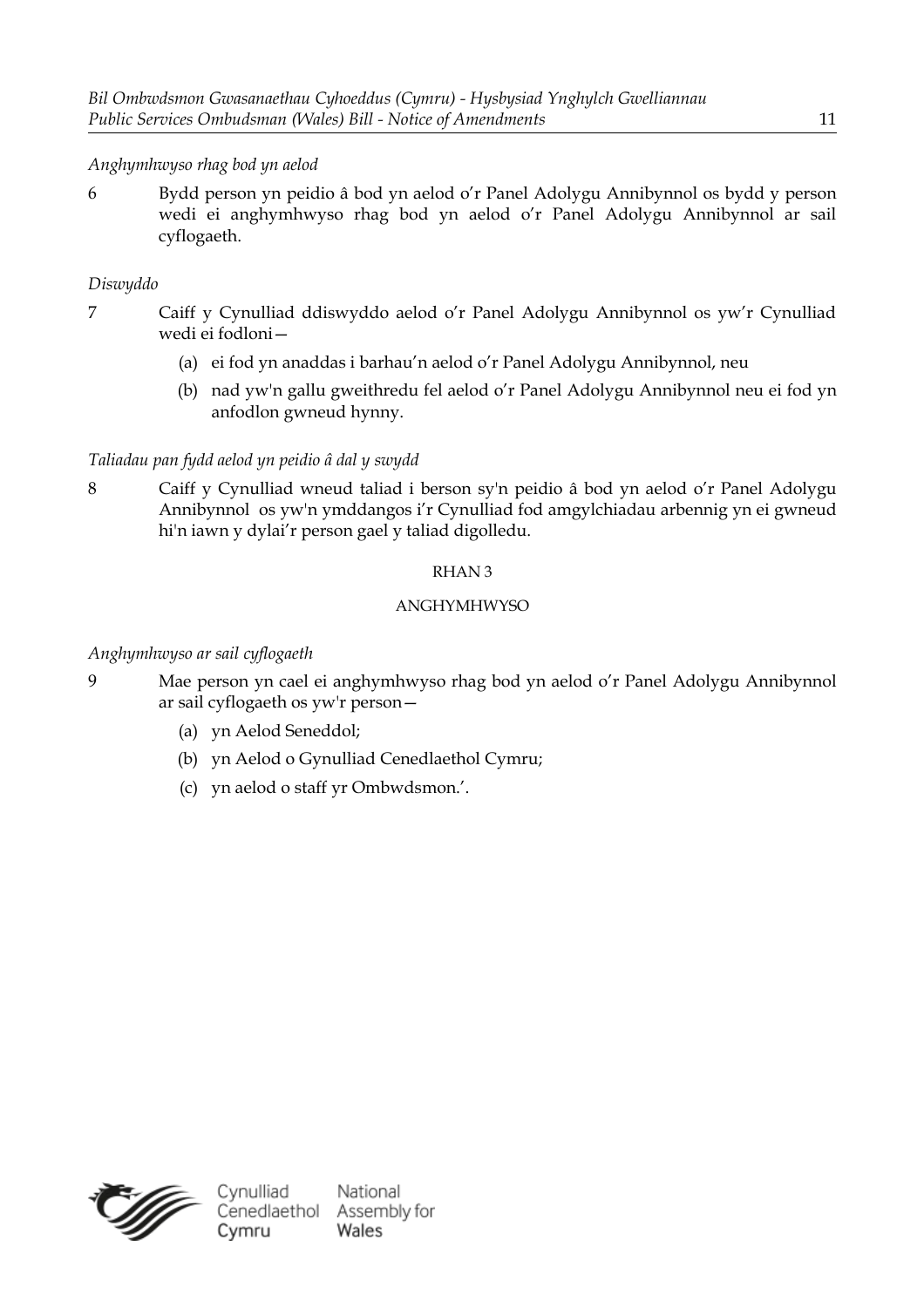*Anghymhwyso rhag bod yn aelod*

6 Bydd person yn peidio â bod yn aelod o'r Panel Adolygu Annibynnol os bydd y person wedi ei anghymhwyso rhag bod yn aelod o'r Panel Adolygu Annibynnol ar sail cyflogaeth.

*Diswyddo*

7 Caiff y Cynulliad ddiswyddo aelod o'r Panel Adolygu Annibynnol os yw'r Cynulliad wedi ei fodloni—

(a) ei fod yn anaddas i barhau'n aelod o'r Panel Adolygu Annibynnol, neu

(b) nad yw'n gallu gweithredu fel aelod o'r Panel Adolygu Annibynnol neu ei fod yn anfodlon gwneud hynny.

*Taliadau pan fydd aelod yn peidio â dal y swydd*

8 Caiff y Cynulliad wneud taliad i berson sy'n peidio â bod yn aelod o'r Panel Adolygu Annibynnol os yw'n ymddangos i'r Cynulliad fod amgylchiadau arbennig yn ei gwneud hi'n iawn y dylai'r person gael y taliad digolledu.

RHAN 3

ANGHYMHWYSO

*Anghymhwyso ar sail cyflogaeth*

9 Mae person yn cael ei anghymhwyso rhag bod yn aelod o'r Panel Adolygu Annibynnol ar sail cyflogaeth os yw'r person—

(a) yn Aelod Seneddol;

(b) yn Aelod o Gynulliad Cenedlaethol Cymru;

(c) yn aelod o staff yr Ombwdsmon.'.